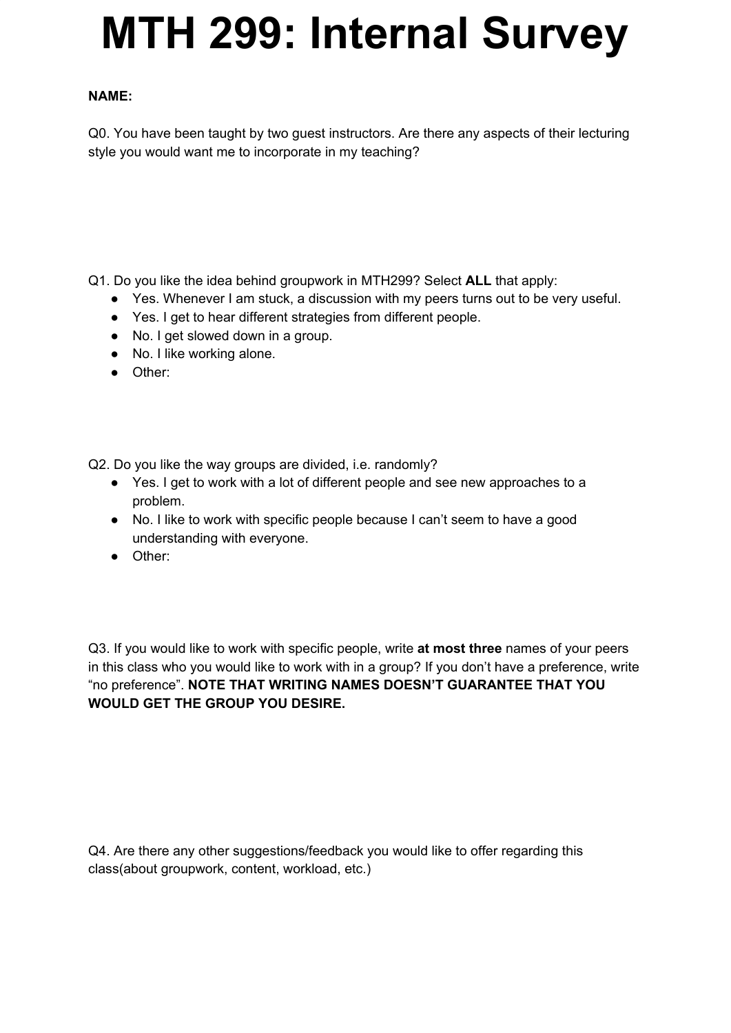# MTH 299: Internal Survey

**NAME:**

Q0. You have been taught by two guest instructors. Are there any aspects of their lecturing style you would want me to incorporate in my teaching?

Q1. Do you like the idea behind groupwork in MTH299? Select **ALL** that apply:

- Yes. Whenever I am stuck, a discussion with my peers turns out to be very useful.
- Yes. I get to hear different strategies from different people.
- No. I get slowed down in a group.
- No. I like working alone.
- Other:

Q2. Do you like the way groups are divided, i.e. randomly?

- Yes. I get to work with a lot of different people and see new approaches to a problem.
- No. I like to work with specific people because I can't seem to have a good understanding with everyone.
- Other:

Q3. If you would like to work with specific people, write **at most three** names of your peers in this class who you would like to work with in a group? If you don't have a preference, write "no preference". **NOTE THAT WRITING NAMES DOESN'T GUARANTEE THAT YOU WOULD GET THE GROUP YOU DESIRE.**

Q4. Are there any other suggestions/feedback you would like to offer regarding this class(about groupwork, content, workload, etc.)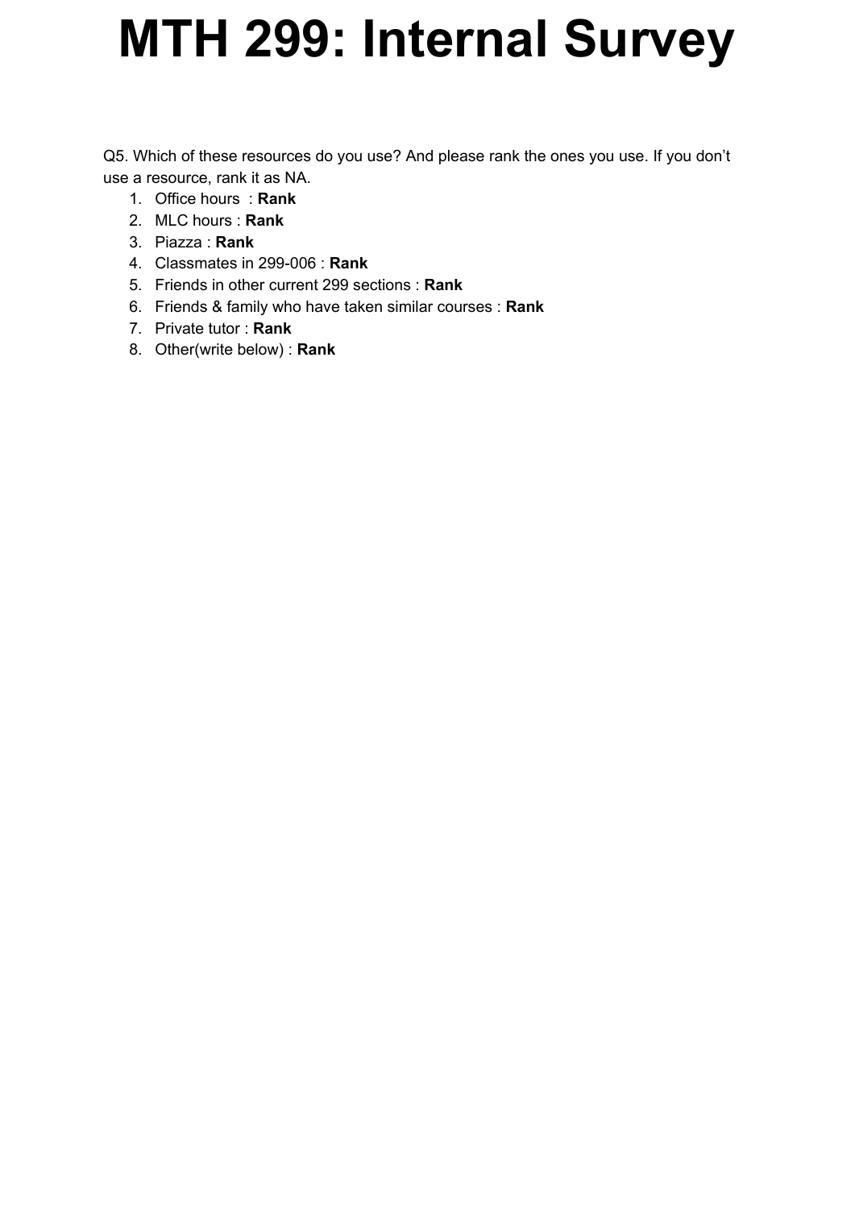# MTH 299: Internal Survey

Q5. Which of these resources do you use? And please rank the ones you use. If you don't use a resource, rank it as NA.

1. Office hours : **Rank**
2. MLC hours : **Rank**
3. Piazza : **Rank**
4. Classmates in 299-006 : **Rank**
5. Friends in other current 299 sections : **Rank**
6. Friends & family who have taken similar courses : **Rank**
7. Private tutor : **Rank**
8. Other(write below) : **Rank**